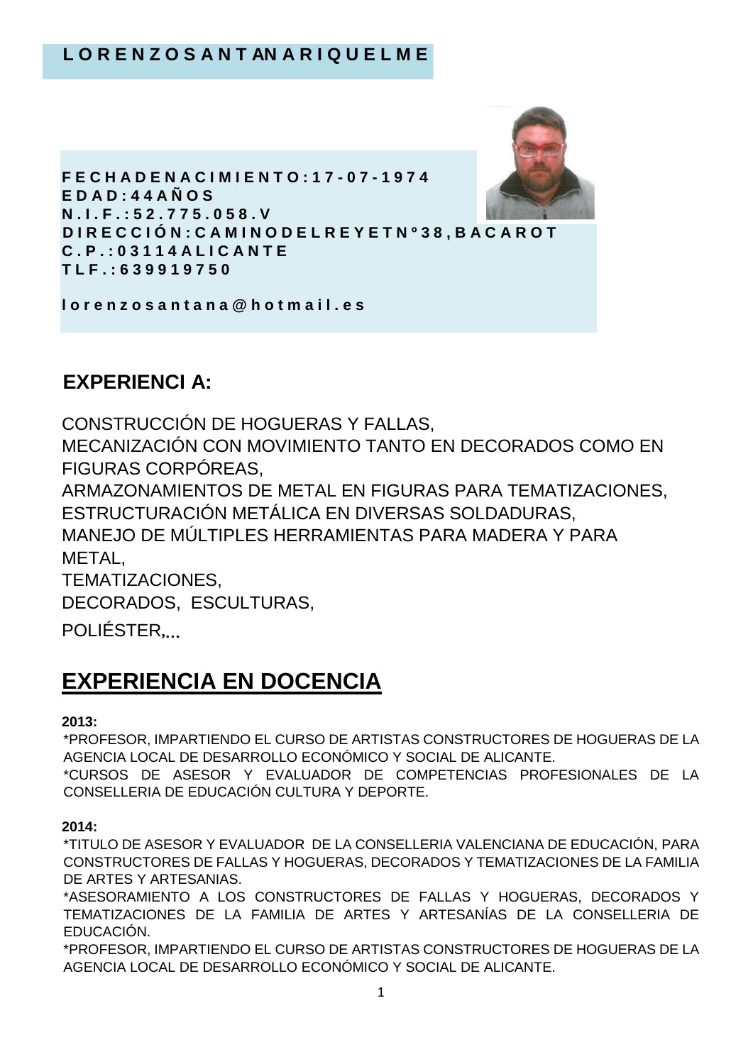# LORENZO SANTANA RIQUELME

**FECHA DE NACIMIENTO: 17-07-1974**
**EDAD: 44 AÑOS**
**N.I.F.: 52.775.058.V**
**DIRECCIÓN: CAMINO DEL REY ET Nº 38, BACAROT**
**C.P.: 03114 ALICANTE**
**TLF.: 639919750**

**lorenzosantana@hotmail.es**

## EXPERIENCIA:

CONSTRUCCIÓN DE HOGUERAS Y FALLAS,
MECANIZACIÓN CON MOVIMIENTO TANTO EN DECORADOS COMO EN FIGURAS CORPÓREAS,
ARMAZONAMIENTOS DE METAL EN FIGURAS PARA TEMATIZACIONES,
ESTRUCTURACIÓN METÁLICA EN DIVERSAS SOLDADURAS,
MANEJO DE MÚLTIPLES HERRAMIENTAS PARA MADERA Y PARA METAL,
TEMATIZACIONES,
DECORADOS, ESCULTURAS,
POLIÉSTER,...

## EXPERIENCIA EN DOCENCIA

**2013:**

*PROFESOR, IMPARTIENDO EL CURSO DE ARTISTAS CONSTRUCTORES DE HOGUERAS DE LA AGENCIA LOCAL DE DESARROLLO ECONÓMICO Y SOCIAL DE ALICANTE.
*CURSOS DE ASESOR Y EVALUADOR DE COMPETENCIAS PROFESIONALES DE LA CONSELLERIA DE EDUCACIÓN CULTURA Y DEPORTE.

**2014:**

*TITULO DE ASESOR Y EVALUADOR DE LA CONSELLERIA VALENCIANA DE EDUCACIÓN, PARA CONSTRUCTORES DE FALLAS Y HOGUERAS, DECORADOS Y TEMATIZACIONES DE LA FAMILIA DE ARTES Y ARTESANIAS.
*ASESORAMIENTO A LOS CONSTRUCTORES DE FALLAS Y HOGUERAS, DECORADOS Y TEMATIZACIONES DE LA FAMILIA DE ARTES Y ARTESANÍAS DE LA CONSELLERIA DE EDUCACIÓN.
*PROFESOR, IMPARTIENDO EL CURSO DE ARTISTAS CONSTRUCTORES DE HOGUERAS DE LA AGENCIA LOCAL DE DESARROLLO ECONÓMICO Y SOCIAL DE ALICANTE.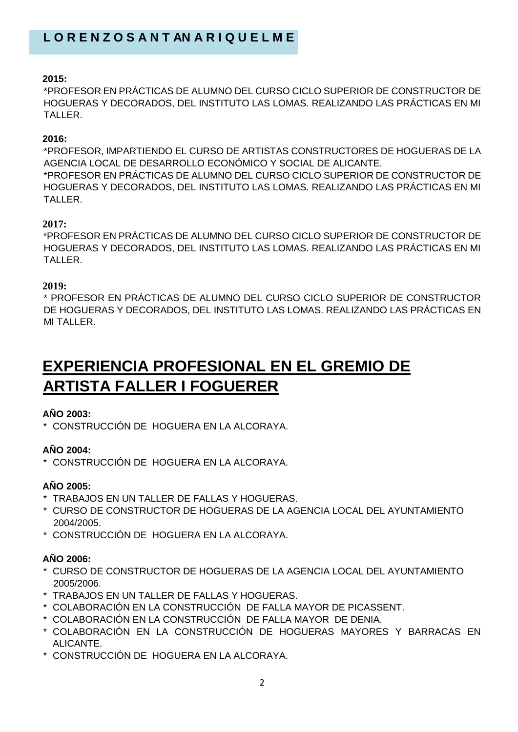**2015:**

*PROFESOR EN PRÁCTICAS DE ALUMNO DEL CURSO CICLO SUPERIOR DE CONSTRUCTOR DE HOGUERAS Y DECORADOS, DEL INSTITUTO LAS LOMAS. REALIZANDO LAS PRÁCTICAS EN MI TALLER.

**2016:**

*PROFESOR, IMPARTIENDO EL CURSO DE ARTISTAS CONSTRUCTORES DE HOGUERAS DE LA AGENCIA LOCAL DE DESARROLLO ECONÓMICO Y SOCIAL DE ALICANTE.
*PROFESOR EN PRÁCTICAS DE ALUMNO DEL CURSO CICLO SUPERIOR DE CONSTRUCTOR DE HOGUERAS Y DECORADOS, DEL INSTITUTO LAS LOMAS. REALIZANDO LAS PRÁCTICAS EN MI TALLER.

**2017:**

*PROFESOR EN PRÁCTICAS DE ALUMNO DEL CURSO CICLO SUPERIOR DE CONSTRUCTOR DE HOGUERAS Y DECORADOS, DEL INSTITUTO LAS LOMAS. REALIZANDO LAS PRÁCTICAS EN MI TALLER.

**2019:**

* PROFESOR EN PRÁCTICAS DE ALUMNO DEL CURSO CICLO SUPERIOR DE CONSTRUCTOR DE HOGUERAS Y DECORADOS, DEL INSTITUTO LAS LOMAS. REALIZANDO LAS PRÁCTICAS EN MI TALLER.

# EXPERIENCIA PROFESIONAL EN EL GREMIO DE ARTISTA FALLER I FOGUERER

**AÑO 2003:**

* CONSTRUCCIÓN DE HOGUERA EN LA ALCORAYA.

**AÑO 2004:**

* CONSTRUCCIÓN DE HOGUERA EN LA ALCORAYA.

**AÑO 2005:**

* TRABAJOS EN UN TALLER DE FALLAS Y HOGUERAS.
* CURSO DE CONSTRUCTOR DE HOGUERAS DE LA AGENCIA LOCAL DEL AYUNTAMIENTO 2004/2005.
* CONSTRUCCIÓN DE HOGUERA EN LA ALCORAYA.

**AÑO 2006:**

* CURSO DE CONSTRUCTOR DE HOGUERAS DE LA AGENCIA LOCAL DEL AYUNTAMIENTO 2005/2006.
* TRABAJOS EN UN TALLER DE FALLAS Y HOGUERAS.
* COLABORACIÓN EN LA CONSTRUCCIÓN DE FALLA MAYOR DE PICASSENT.
* COLABORACIÓN EN LA CONSTRUCCIÓN DE FALLA MAYOR DE DENIA.
* COLABORACIÓN EN LA CONSTRUCCIÓN DE HOGUERAS MAYORES Y BARRACAS EN ALICANTE.
* CONSTRUCCIÓN DE HOGUERA EN LA ALCORAYA.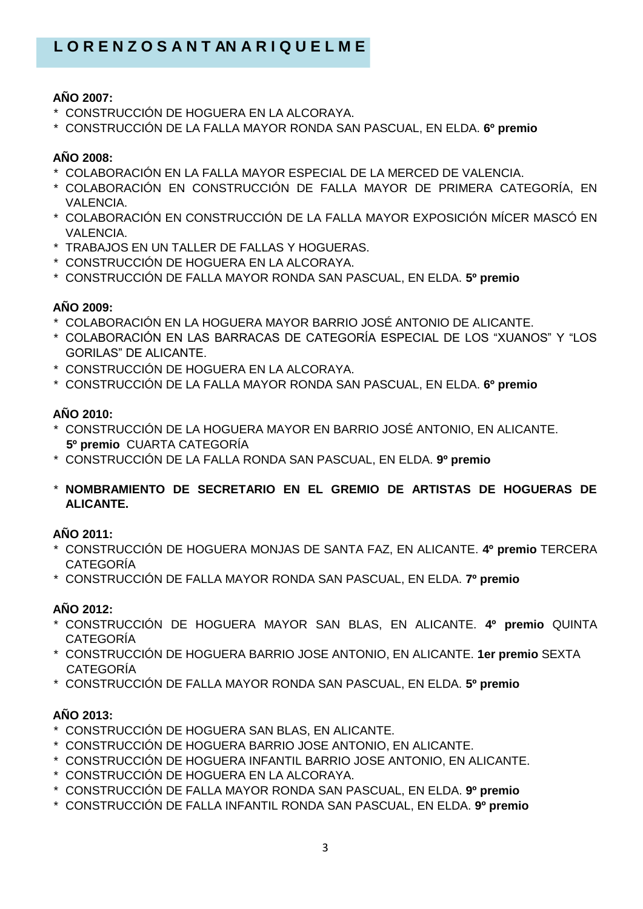# L O R E N Z O S A N T AN A R I Q U E L M E

**AÑO 2007:**

* CONSTRUCCIÓN DE HOGUERA EN LA ALCORAYA.
* CONSTRUCCIÓN DE LA FALLA MAYOR RONDA SAN PASCUAL, EN ELDA. **6º premio**

**AÑO 2008:**

* COLABORACIÓN EN LA FALLA MAYOR ESPECIAL DE LA MERCED DE VALENCIA.
* COLABORACIÓN EN CONSTRUCCIÓN DE FALLA MAYOR DE PRIMERA CATEGORÍA, EN VALENCIA.
* COLABORACIÓN EN CONSTRUCCIÓN DE LA FALLA MAYOR EXPOSICIÓN MÍCER MASCÓ EN VALENCIA.
* TRABAJOS EN UN TALLER DE FALLAS Y HOGUERAS.
* CONSTRUCCIÓN DE HOGUERA EN LA ALCORAYA.
* CONSTRUCCIÓN DE FALLA MAYOR RONDA SAN PASCUAL, EN ELDA. **5º premio**

**AÑO 2009:**

* COLABORACIÓN EN LA HOGUERA MAYOR BARRIO JOSÉ ANTONIO DE ALICANTE.
* COLABORACIÓN EN LAS BARRACAS DE CATEGORÍA ESPECIAL DE LOS "XUANOS" Y "LOS GORILAS" DE ALICANTE.
* CONSTRUCCIÓN DE HOGUERA EN LA ALCORAYA.
* CONSTRUCCIÓN DE LA FALLA MAYOR RONDA SAN PASCUAL, EN ELDA. **6º premio**

**AÑO 2010:**

* CONSTRUCCIÓN DE LA HOGUERA MAYOR EN BARRIO JOSÉ ANTONIO, EN ALICANTE. **5º premio** CUARTA CATEGORÍA
* CONSTRUCCIÓN DE LA FALLA RONDA SAN PASCUAL, EN ELDA. **9º premio**
* **NOMBRAMIENTO DE SECRETARIO EN EL GREMIO DE ARTISTAS DE HOGUERAS DE ALICANTE.**

**AÑO 2011:**

* CONSTRUCCIÓN DE HOGUERA MONJAS DE SANTA FAZ, EN ALICANTE. **4º premio** TERCERA CATEGORÍA
* CONSTRUCCIÓN DE FALLA MAYOR RONDA SAN PASCUAL, EN ELDA. **7º premio**

**AÑO 2012:**

* CONSTRUCCIÓN DE HOGUERA MAYOR SAN BLAS, EN ALICANTE. **4º premio** QUINTA CATEGORÍA
* CONSTRUCCIÓN DE HOGUERA BARRIO JOSE ANTONIO, EN ALICANTE. **1er premio** SEXTA CATEGORÍA
* CONSTRUCCIÓN DE FALLA MAYOR RONDA SAN PASCUAL, EN ELDA. **5º premio**

**AÑO 2013:**

* CONSTRUCCIÓN DE HOGUERA SAN BLAS, EN ALICANTE.
* CONSTRUCCIÓN DE HOGUERA BARRIO JOSE ANTONIO, EN ALICANTE.
* CONSTRUCCIÓN DE HOGUERA INFANTIL BARRIO JOSE ANTONIO, EN ALICANTE.
* CONSTRUCCIÓN DE HOGUERA EN LA ALCORAYA.
* CONSTRUCCIÓN DE FALLA MAYOR RONDA SAN PASCUAL, EN ELDA. **9º premio**
* CONSTRUCCIÓN DE FALLA INFANTIL RONDA SAN PASCUAL, EN ELDA. **9º premio**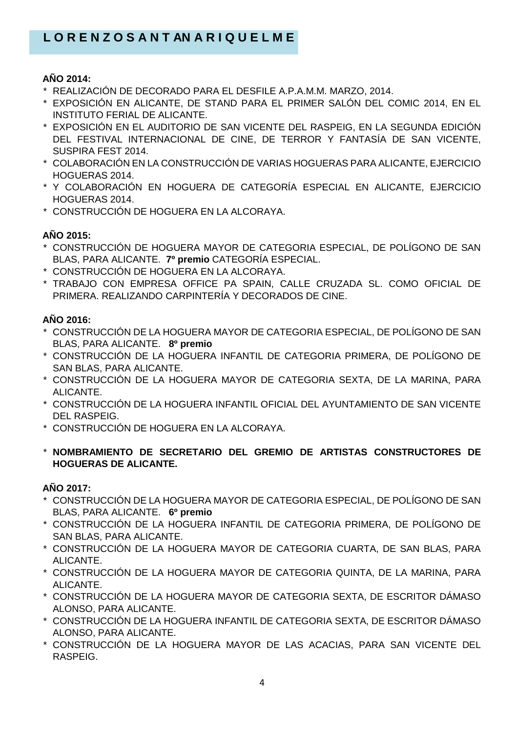# L O R E N Z O S A N T AN A R I Q U E L M E

**AÑO 2014:**

- * REALIZACIÓN DE DECORADO PARA EL DESFILE A.P.A.M.M. MARZO, 2014.
- * EXPOSICIÓN EN ALICANTE, DE STAND PARA EL PRIMER SALÓN DEL COMIC 2014, EN EL INSTITUTO FERIAL DE ALICANTE.
- * EXPOSICIÓN EN EL AUDITORIO DE SAN VICENTE DEL RASPEIG, EN LA SEGUNDA EDICIÓN DEL FESTIVAL INTERNACIONAL DE CINE, DE TERROR Y FANTASÍA DE SAN VICENTE, SUSPIRA FEST 2014.
- * COLABORACIÓN EN LA CONSTRUCCIÓN DE VARIAS HOGUERAS PARA ALICANTE, EJERCICIO HOGUERAS 2014.
- * Y COLABORACIÓN EN HOGUERA DE CATEGORÍA ESPECIAL EN ALICANTE, EJERCICIO HOGUERAS 2014.
- * CONSTRUCCIÓN DE HOGUERA EN LA ALCORAYA.

**AÑO 2015:**

- * CONSTRUCCIÓN DE HOGUERA MAYOR DE CATEGORIA ESPECIAL, DE POLÍGONO DE SAN BLAS, PARA ALICANTE. **7º premio** CATEGORÍA ESPECIAL.
- * CONSTRUCCIÓN DE HOGUERA EN LA ALCORAYA.
- * TRABAJO CON EMPRESA OFFICE PA SPAIN, CALLE CRUZADA SL. COMO OFICIAL DE PRIMERA. REALIZANDO CARPINTERÍA Y DECORADOS DE CINE.

**AÑO 2016:**

- * CONSTRUCCIÓN DE LA HOGUERA MAYOR DE CATEGORIA ESPECIAL, DE POLÍGONO DE SAN BLAS, PARA ALICANTE. **8º premio**
- * CONSTRUCCIÓN DE LA HOGUERA INFANTIL DE CATEGORIA PRIMERA, DE POLÍGONO DE SAN BLAS, PARA ALICANTE.
- * CONSTRUCCIÓN DE LA HOGUERA MAYOR DE CATEGORIA SEXTA, DE LA MARINA, PARA ALICANTE.
- * CONSTRUCCIÓN DE LA HOGUERA INFANTIL OFICIAL DEL AYUNTAMIENTO DE SAN VICENTE DEL RASPEIG.
- * CONSTRUCCIÓN DE HOGUERA EN LA ALCORAYA.
- * **NOMBRAMIENTO DE SECRETARIO DEL GREMIO DE ARTISTAS CONSTRUCTORES DE HOGUERAS DE ALICANTE.**

**AÑO 2017:**

- * CONSTRUCCIÓN DE LA HOGUERA MAYOR DE CATEGORIA ESPECIAL, DE POLÍGONO DE SAN BLAS, PARA ALICANTE. **6º premio**
- * CONSTRUCCIÓN DE LA HOGUERA INFANTIL DE CATEGORIA PRIMERA, DE POLÍGONO DE SAN BLAS, PARA ALICANTE.
- * CONSTRUCCIÓN DE LA HOGUERA MAYOR DE CATEGORIA CUARTA, DE SAN BLAS, PARA ALICANTE.
- * CONSTRUCCIÓN DE LA HOGUERA MAYOR DE CATEGORIA QUINTA, DE LA MARINA, PARA ALICANTE.
- * CONSTRUCCIÓN DE LA HOGUERA MAYOR DE CATEGORIA SEXTA, DE ESCRITOR DÁMASO ALONSO, PARA ALICANTE.
- * CONSTRUCCIÓN DE LA HOGUERA INFANTIL DE CATEGORIA SEXTA, DE ESCRITOR DÁMASO ALONSO, PARA ALICANTE.
- * CONSTRUCCIÓN DE LA HOGUERA MAYOR DE LAS ACACIAS, PARA SAN VICENTE DEL RASPEIG.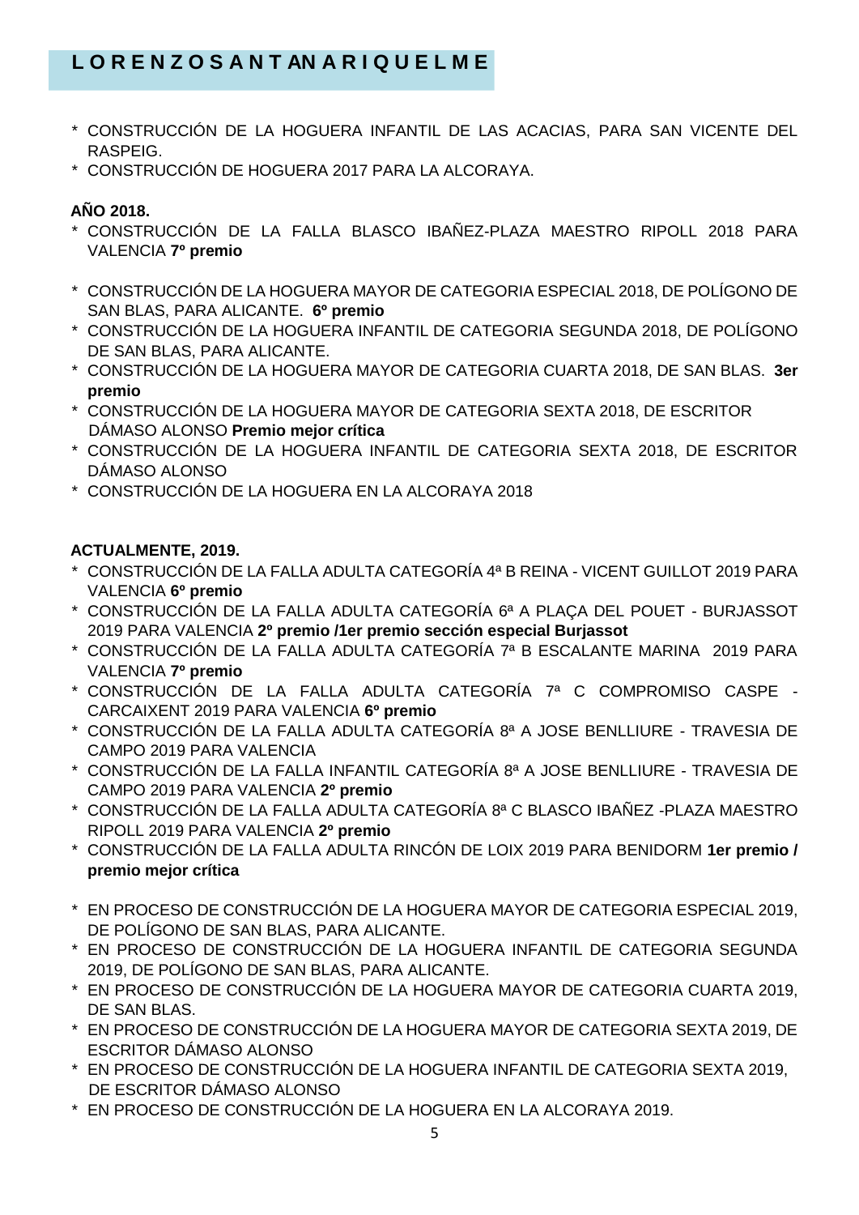* CONSTRUCCIÓN DE LA HOGUERA INFANTIL DE LAS ACACIAS, PARA SAN VICENTE DEL RASPEIG.
* CONSTRUCCIÓN DE HOGUERA 2017 PARA LA ALCORAYA.

**AÑO 2018.**

* CONSTRUCCIÓN DE LA FALLA BLASCO IBAÑEZ-PLAZA MAESTRO RIPOLL 2018 PARA VALENCIA **7º premio**
* CONSTRUCCIÓN DE LA HOGUERA MAYOR DE CATEGORIA ESPECIAL 2018, DE POLÍGONO DE SAN BLAS, PARA ALICANTE. **6º premio**
* CONSTRUCCIÓN DE LA HOGUERA INFANTIL DE CATEGORIA SEGUNDA 2018, DE POLÍGONO DE SAN BLAS, PARA ALICANTE.
* CONSTRUCCIÓN DE LA HOGUERA MAYOR DE CATEGORIA CUARTA 2018, DE SAN BLAS. **3er premio**
* CONSTRUCCIÓN DE LA HOGUERA MAYOR DE CATEGORIA SEXTA 2018, DE ESCRITOR DÁMASO ALONSO **Premio mejor crítica**
* CONSTRUCCIÓN DE LA HOGUERA INFANTIL DE CATEGORIA SEXTA 2018, DE ESCRITOR DÁMASO ALONSO
* CONSTRUCCIÓN DE LA HOGUERA EN LA ALCORAYA 2018

**ACTUALMENTE, 2019.**

* CONSTRUCCIÓN DE LA FALLA ADULTA CATEGORÍA 4ª B REINA - VICENT GUILLOT 2019 PARA VALENCIA **6º premio**
* CONSTRUCCIÓN DE LA FALLA ADULTA CATEGORÍA 6ª A PLAÇA DEL POUET - BURJASSOT 2019 PARA VALENCIA **2º premio /1er premio sección especial Burjassot**
* CONSTRUCCIÓN DE LA FALLA ADULTA CATEGORÍA 7ª B ESCALANTE MARINA 2019 PARA VALENCIA **7º premio**
* CONSTRUCCIÓN DE LA FALLA ADULTA CATEGORÍA 7ª C COMPROMISO CASPE - CARCAIXENT 2019 PARA VALENCIA **6º premio**
* CONSTRUCCIÓN DE LA FALLA ADULTA CATEGORÍA 8ª A JOSE BENLLIURE - TRAVESIA DE CAMPO 2019 PARA VALENCIA
* CONSTRUCCIÓN DE LA FALLA INFANTIL CATEGORÍA 8ª A JOSE BENLLIURE - TRAVESIA DE CAMPO 2019 PARA VALENCIA **2º premio**
* CONSTRUCCIÓN DE LA FALLA ADULTA CATEGORÍA 8ª C BLASCO IBAÑEZ -PLAZA MAESTRO RIPOLL 2019 PARA VALENCIA **2º premio**
* CONSTRUCCIÓN DE LA FALLA ADULTA RINCÓN DE LOIX 2019 PARA BENIDORM **1er premio / premio mejor crítica**
* EN PROCESO DE CONSTRUCCIÓN DE LA HOGUERA MAYOR DE CATEGORIA ESPECIAL 2019, DE POLÍGONO DE SAN BLAS, PARA ALICANTE.
* EN PROCESO DE CONSTRUCCIÓN DE LA HOGUERA INFANTIL DE CATEGORIA SEGUNDA 2019, DE POLÍGONO DE SAN BLAS, PARA ALICANTE.
* EN PROCESO DE CONSTRUCCIÓN DE LA HOGUERA MAYOR DE CATEGORIA CUARTA 2019, DE SAN BLAS.
* EN PROCESO DE CONSTRUCCIÓN DE LA HOGUERA MAYOR DE CATEGORIA SEXTA 2019, DE ESCRITOR DÁMASO ALONSO
* EN PROCESO DE CONSTRUCCIÓN DE LA HOGUERA INFANTIL DE CATEGORIA SEXTA 2019, DE ESCRITOR DÁMASO ALONSO
* EN PROCESO DE CONSTRUCCIÓN DE LA HOGUERA EN LA ALCORAYA 2019.